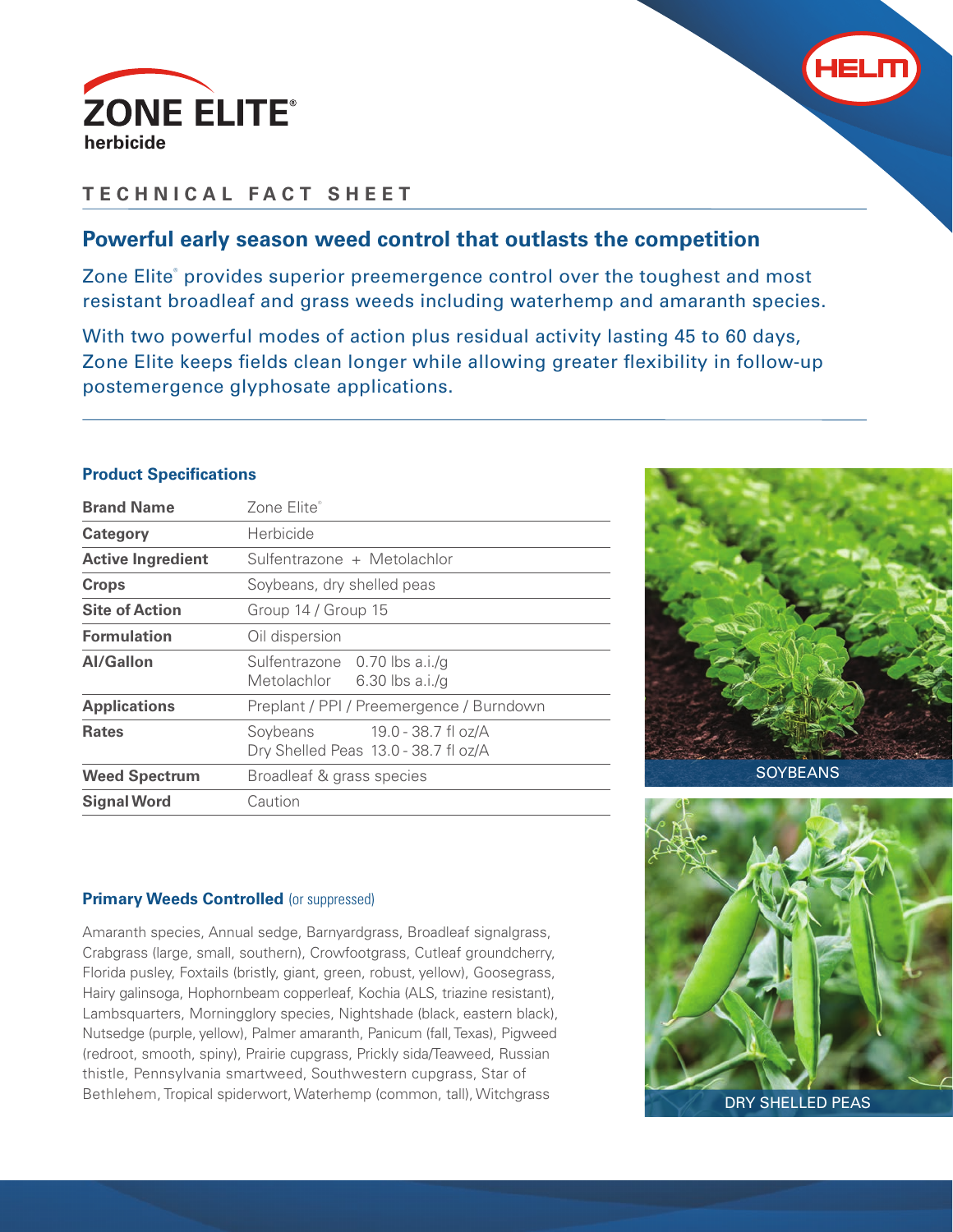# ZONE ELITE®

**herbicide**

## TECHNICAL FACT SHEET

### Powerful early season weed control that outlasts the competition

Zone Elite® provides superior preemergence control over the toughest and most resistant broadleaf and grass weeds including waterhemp and amaranth species.

With two powerful modes of action plus residual activity lasting 45 to 60 days, Zone Elite keeps fields clean longer while allowing greater flexibility in follow-up postemergence glyphosate applications.

#### Product Specifications

| | |
|---|---|
| **Brand Name** | Zone Elite® |
| **Category** | Herbicide |
| **Active Ingredient** | Sulfentrazone + Metolachlor |
| **Crops** | Soybeans, dry shelled peas |
| **Site of Action** | Group 14 / Group 15 |
| **Formulation** | Oil dispersion |
| **AI/Gallon** | Sulfentrazone 0.70 lbs a.i./g<br>Metolachlor 6.30 lbs a.i./g |
| **Applications** | Preplant / PPI / Preemergence / Burndown |
| **Rates** | Soybeans 19.0 - 38.7 fl oz/A<br>Dry Shelled Peas 13.0 - 38.7 fl oz/A |
| **Weed Spectrum** | Broadleaf & grass species |
| **Signal Word** | Caution |

SOYBEANS

DRY SHELLED PEAS

#### Primary Weeds Controlled (or suppressed)

Amaranth species, Annual sedge, Barnyardgrass, Broadleaf signalgrass, Crabgrass (large, small, southern), Crowfootgrass, Cutleaf groundcherry, Florida pusley, Foxtails (bristly, giant, green, robust, yellow), Goosegrass, Hairy galinsoga, Hophornbeam copperleaf, Kochia (ALS, triazine resistant), Lambsquarters, Morningglory species, Nightshade (black, eastern black), Nutsedge (purple, yellow), Palmer amaranth, Panicum (fall, Texas), Pigweed (redroot, smooth, spiny), Prairie cupgrass, Prickly sida/Teaweed, Russian thistle, Pennsylvania smartweed, Southwestern cupgrass, Star of Bethlehem, Tropical spiderwort, Waterhemp (common, tall), Witchgrass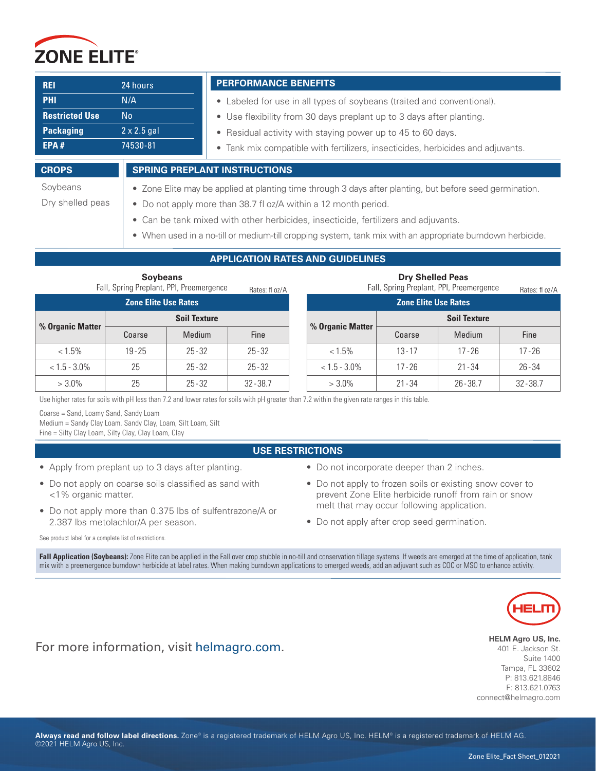# ZONE ELITE®

| | |
|---|---|
| **REI** | 24 hours |
| **PHI** | N/A |
| **Restricted Use** | No |
| **Packaging** | 2 x 2.5 gal |
| **EPA #** | 74530-81 |

## PERFORMANCE BENEFITS

- Labeled for use in all types of soybeans (traited and conventional).
- Use flexibility from 30 days preplant up to 3 days after planting.
- Residual activity with staying power up to 45 to 60 days.
- Tank mix compatible with fertilizers, insecticides, herbicides and adjuvants.

## CROPS

Soybeans

Dry shelled peas

## SPRING PREPLANT INSTRUCTIONS

- Zone Elite may be applied at planting time through 3 days after planting, but before seed germination.
- Do not apply more than 38.7 fl oz/A within a 12 month period.
- Can be tank mixed with other herbicides, insecticide, fertilizers and adjuvants.
- When used in a no-till or medium-till cropping system, tank mix with an appropriate burndown herbicide.

## APPLICATION RATES AND GUIDELINES

**Soybeans**
Fall, Spring Preplant, PPI, Preemergence — Rates: fl oz/A

| Zone Elite Use Rates | | | |
|---|---|---|---|
| % Organic Matter | Soil Texture | | |
| | Coarse | Medium | Fine |
| < 1.5% | 19 - 25 | 25 - 32 | 25 - 32 |
| < 1.5 - 3.0% | 25 | 25 - 32 | 25 - 32 |
| > 3.0% | 25 | 25 - 32 | 32 - 38.7 |

**Dry Shelled Peas**
Fall, Spring Preplant, PPI, Preemergence — Rates: fl oz/A

| Zone Elite Use Rates | | | |
|---|---|---|---|
| % Organic Matter | Soil Texture | | |
| | Coarse | Medium | Fine |
| < 1.5% | 13 - 17 | 17 - 26 | 17 - 26 |
| < 1.5 - 3.0% | 17 - 26 | 21 - 34 | 26 - 34 |
| > 3.0% | 21 - 34 | 26 - 38.7 | 32 - 38.7 |

Use higher rates for soils with pH less than 7.2 and lower rates for soils with pH greater than 7.2 within the given rate ranges in this table.

Coarse = Sand, Loamy Sand, Sandy Loam
Medium = Sandy Clay Loam, Sandy Clay, Loam, Silt Loam, Silt
Fine = Silty Clay Loam, Silty Clay, Clay Loam, Clay

## USE RESTRICTIONS

- Apply from preplant up to 3 days after planting.
- Do not apply on coarse soils classified as sand with <1% organic matter.
- Do not apply more than 0.375 lbs of sulfentrazone/A or 2.387 lbs metolachlor/A per season.
- Do not incorporate deeper than 2 inches.
- Do not apply to frozen soils or existing snow cover to prevent Zone Elite herbicide runoff from rain or snow melt that may occur following application.
- Do not apply after crop seed germination.

See product label for a complete list of restrictions.

**Fall Application (Soybeans):** Zone Elite can be applied in the Fall over crop stubble in no-till and conservation tillage systems. If weeds are emerged at the time of application, tank mix with a preemergence burndown herbicide at label rates. When making burndown applications to emerged weeds, add an adjuvant such as COC or MSO to enhance activity.

For more information, visit helmagro.com.

HELM

**HELM Agro US, Inc.**
401 E. Jackson St.
Suite 1400
Tampa, FL 33602
P: 813.621.8846
F: 813.621.0763
connect@helmagro.com

**Always read and follow label directions.** Zone® is a registered trademark of HELM Agro US, Inc. HELM® is a registered trademark of HELM AG.
©2021 HELM Agro US, Inc.

Zone Elite_Fact Sheet_012021